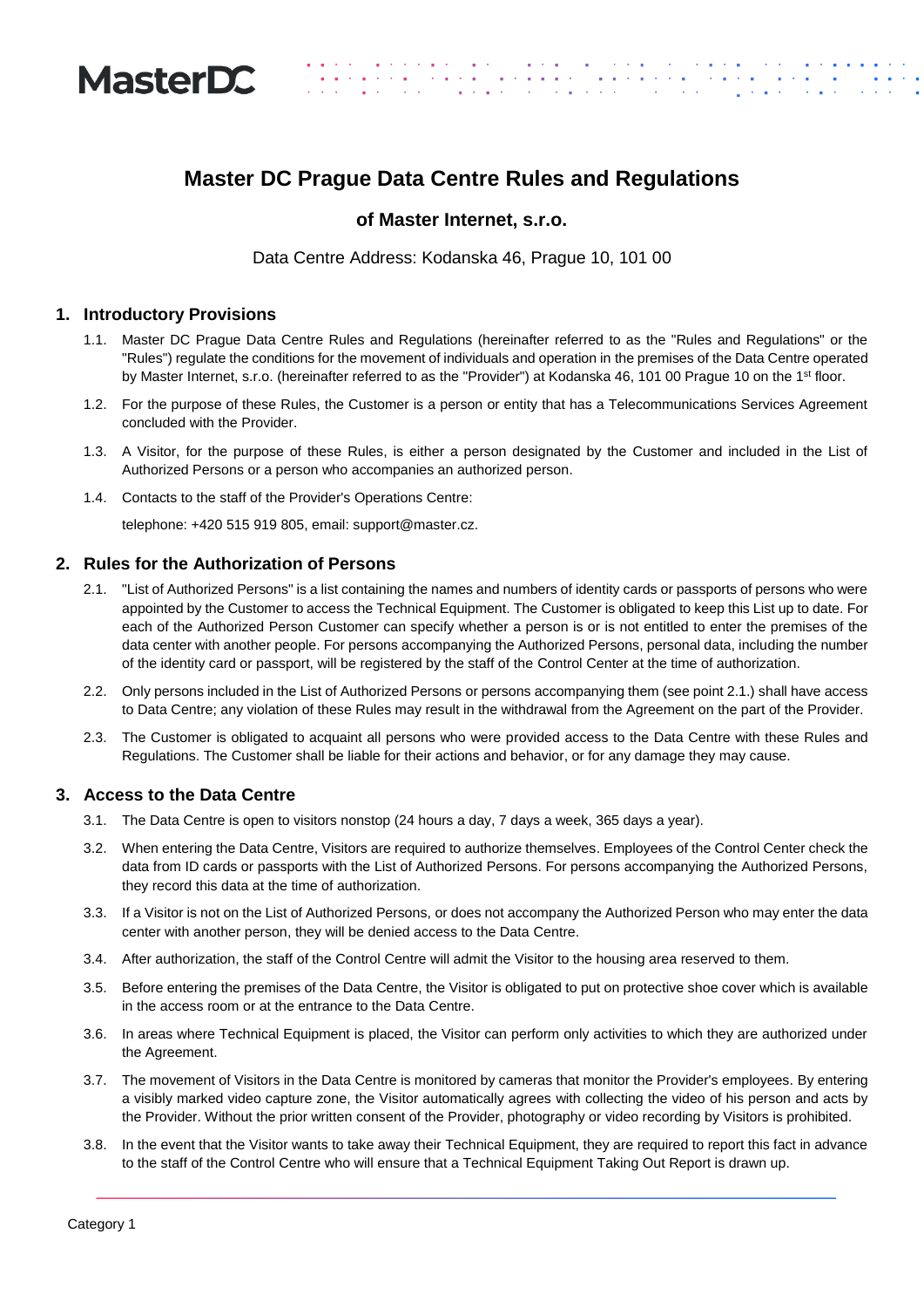# Master DC Prague Data Centre Rules and Regulations

## of Master Internet, s.r.o.

Data Centre Address: Kodanska 46, Prague 10, 101 00

## 1. Introductory Provisions

1.1. Master DC Prague Data Centre Rules and Regulations (hereinafter referred to as the "Rules and Regulations" or the "Rules") regulate the conditions for the movement of individuals and operation in the premises of the Data Centre operated by Master Internet, s.r.o. (hereinafter referred to as the "Provider") at Kodanska 46, 101 00 Prague 10 on the 1st floor.

1.2. For the purpose of these Rules, the Customer is a person or entity that has a Telecommunications Services Agreement concluded with the Provider.

1.3. A Visitor, for the purpose of these Rules, is either a person designated by the Customer and included in the List of Authorized Persons or a person who accompanies an authorized person.

1.4. Contacts to the staff of the Provider's Operations Centre:

telephone: +420 515 919 805, email: support@master.cz.

## 2. Rules for the Authorization of Persons

2.1. "List of Authorized Persons" is a list containing the names and numbers of identity cards or passports of persons who were appointed by the Customer to access the Technical Equipment. The Customer is obligated to keep this List up to date. For each of the Authorized Person Customer can specify whether a person is or is not entitled to enter the premises of the data center with another people. For persons accompanying the Authorized Persons, personal data, including the number of the identity card or passport, will be registered by the staff of the Control Center at the time of authorization.

2.2. Only persons included in the List of Authorized Persons or persons accompanying them (see point 2.1.) shall have access to Data Centre; any violation of these Rules may result in the withdrawal from the Agreement on the part of the Provider.

2.3. The Customer is obligated to acquaint all persons who were provided access to the Data Centre with these Rules and Regulations. The Customer shall be liable for their actions and behavior, or for any damage they may cause.

## 3. Access to the Data Centre

3.1. The Data Centre is open to visitors nonstop (24 hours a day, 7 days a week, 365 days a year).

3.2. When entering the Data Centre, Visitors are required to authorize themselves. Employees of the Control Center check the data from ID cards or passports with the List of Authorized Persons. For persons accompanying the Authorized Persons, they record this data at the time of authorization.

3.3. If a Visitor is not on the List of Authorized Persons, or does not accompany the Authorized Person who may enter the data center with another person, they will be denied access to the Data Centre.

3.4. After authorization, the staff of the Control Centre will admit the Visitor to the housing area reserved to them.

3.5. Before entering the premises of the Data Centre, the Visitor is obligated to put on protective shoe cover which is available in the access room or at the entrance to the Data Centre.

3.6. In areas where Technical Equipment is placed, the Visitor can perform only activities to which they are authorized under the Agreement.

3.7. The movement of Visitors in the Data Centre is monitored by cameras that monitor the Provider's employees. By entering a visibly marked video capture zone, the Visitor automatically agrees with collecting the video of his person and acts by the Provider. Without the prior written consent of the Provider, photography or video recording by Visitors is prohibited.

3.8. In the event that the Visitor wants to take away their Technical Equipment, they are required to report this fact in advance to the staff of the Control Centre who will ensure that a Technical Equipment Taking Out Report is drawn up.

Category 1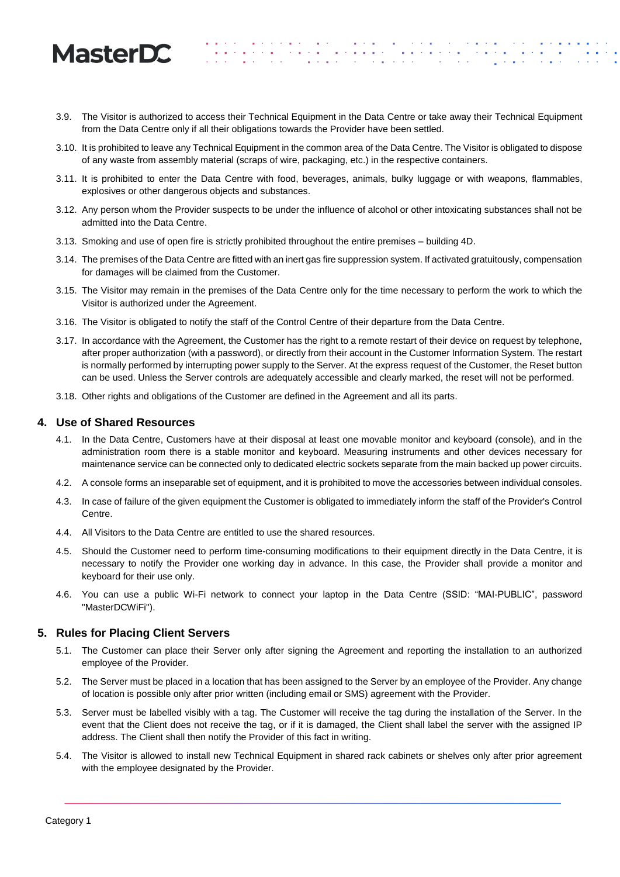3.9. The Visitor is authorized to access their Technical Equipment in the Data Centre or take away their Technical Equipment from the Data Centre only if all their obligations towards the Provider have been settled.

3.10. It is prohibited to leave any Technical Equipment in the common area of the Data Centre. The Visitor is obligated to dispose of any waste from assembly material (scraps of wire, packaging, etc.) in the respective containers.

3.11. It is prohibited to enter the Data Centre with food, beverages, animals, bulky luggage or with weapons, flammables, explosives or other dangerous objects and substances.

3.12. Any person whom the Provider suspects to be under the influence of alcohol or other intoxicating substances shall not be admitted into the Data Centre.

3.13. Smoking and use of open fire is strictly prohibited throughout the entire premises – building 4D.

3.14. The premises of the Data Centre are fitted with an inert gas fire suppression system. If activated gratuitously, compensation for damages will be claimed from the Customer.

3.15. The Visitor may remain in the premises of the Data Centre only for the time necessary to perform the work to which the Visitor is authorized under the Agreement.

3.16. The Visitor is obligated to notify the staff of the Control Centre of their departure from the Data Centre.

3.17. In accordance with the Agreement, the Customer has the right to a remote restart of their device on request by telephone, after proper authorization (with a password), or directly from their account in the Customer Information System. The restart is normally performed by interrupting power supply to the Server. At the express request of the Customer, the Reset button can be used. Unless the Server controls are adequately accessible and clearly marked, the reset will not be performed.

3.18. Other rights and obligations of the Customer are defined in the Agreement and all its parts.

## 4. Use of Shared Resources

4.1. In the Data Centre, Customers have at their disposal at least one movable monitor and keyboard (console), and in the administration room there is a stable monitor and keyboard. Measuring instruments and other devices necessary for maintenance service can be connected only to dedicated electric sockets separate from the main backed up power circuits.

4.2. A console forms an inseparable set of equipment, and it is prohibited to move the accessories between individual consoles.

4.3. In case of failure of the given equipment the Customer is obligated to immediately inform the staff of the Provider's Control Centre.

4.4. All Visitors to the Data Centre are entitled to use the shared resources.

4.5. Should the Customer need to perform time-consuming modifications to their equipment directly in the Data Centre, it is necessary to notify the Provider one working day in advance. In this case, the Provider shall provide a monitor and keyboard for their use only.

4.6. You can use a public Wi-Fi network to connect your laptop in the Data Centre (SSID: “MAI-PUBLIC”, password "MasterDCWiFi").

## 5. Rules for Placing Client Servers

5.1. The Customer can place their Server only after signing the Agreement and reporting the installation to an authorized employee of the Provider.

5.2. The Server must be placed in a location that has been assigned to the Server by an employee of the Provider. Any change of location is possible only after prior written (including email or SMS) agreement with the Provider.

5.3. Server must be labelled visibly with a tag. The Customer will receive the tag during the installation of the Server. In the event that the Client does not receive the tag, or if it is damaged, the Client shall label the server with the assigned IP address. The Client shall then notify the Provider of this fact in writing.

5.4. The Visitor is allowed to install new Technical Equipment in shared rack cabinets or shelves only after prior agreement with the employee designated by the Provider.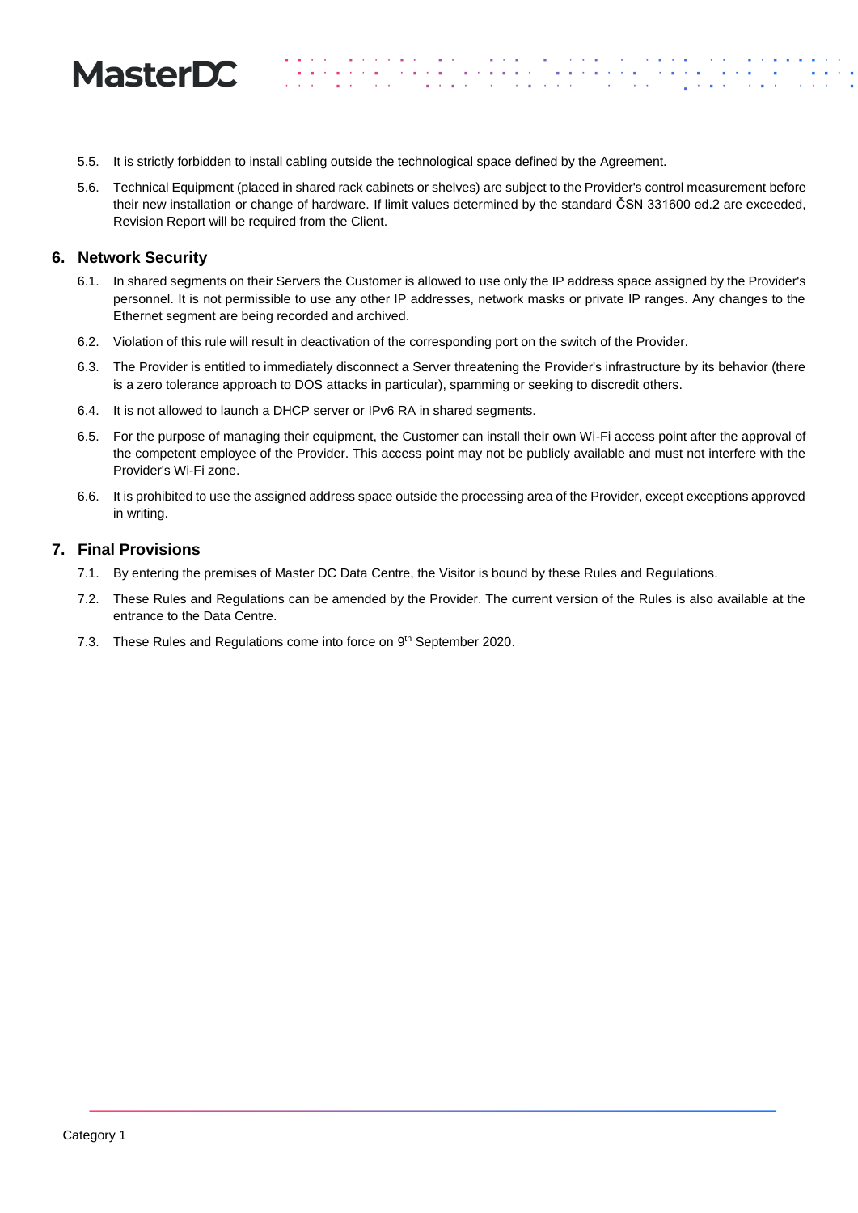5.5. It is strictly forbidden to install cabling outside the technological space defined by the Agreement.

5.6. Technical Equipment (placed in shared rack cabinets or shelves) are subject to the Provider's control measurement before their new installation or change of hardware. If limit values determined by the standard ČSN 331600 ed.2 are exceeded, Revision Report will be required from the Client.

## 6. Network Security

6.1. In shared segments on their Servers the Customer is allowed to use only the IP address space assigned by the Provider's personnel. It is not permissible to use any other IP addresses, network masks or private IP ranges. Any changes to the Ethernet segment are being recorded and archived.

6.2. Violation of this rule will result in deactivation of the corresponding port on the switch of the Provider.

6.3. The Provider is entitled to immediately disconnect a Server threatening the Provider's infrastructure by its behavior (there is a zero tolerance approach to DOS attacks in particular), spamming or seeking to discredit others.

6.4. It is not allowed to launch a DHCP server or IPv6 RA in shared segments.

6.5. For the purpose of managing their equipment, the Customer can install their own Wi-Fi access point after the approval of the competent employee of the Provider. This access point may not be publicly available and must not interfere with the Provider's Wi-Fi zone.

6.6. It is prohibited to use the assigned address space outside the processing area of the Provider, except exceptions approved in writing.

## 7. Final Provisions

7.1. By entering the premises of Master DC Data Centre, the Visitor is bound by these Rules and Regulations.

7.2. These Rules and Regulations can be amended by the Provider. The current version of the Rules is also available at the entrance to the Data Centre.

7.3. These Rules and Regulations come into force on 9th September 2020.